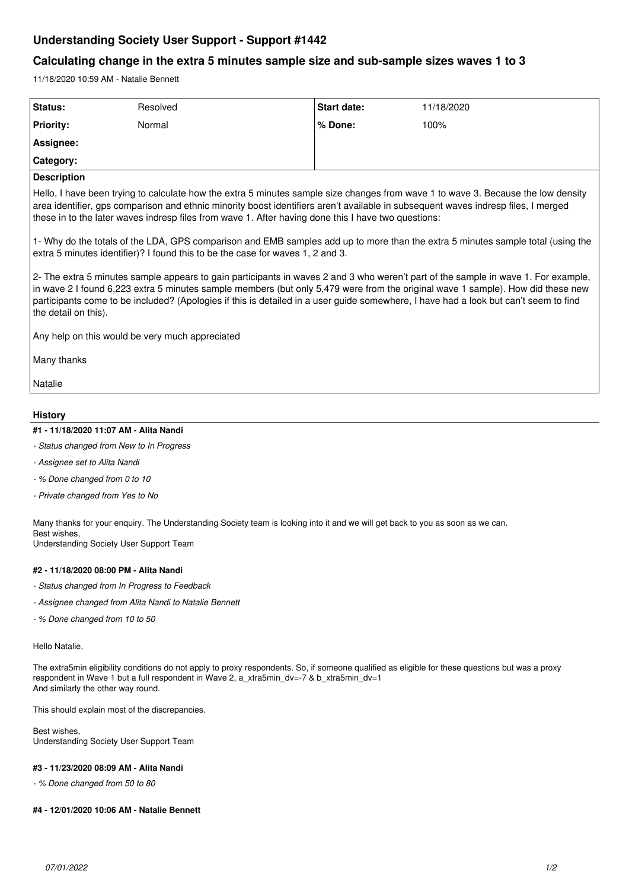# Understanding Society User Support - Support #1442

## Calculating change in the extra 5 minutes sample size and sub-sample sizes waves 1 to 3

11/18/2020 10:59 AM - Natalie Bennett

| Status: | Resolved | Start date: | 11/18/2020 |
|---|---|---|---|
| Priority: | Normal | % Done: | 100% |
| Assignee: | | | |
| Category: | | | |

**Description**

Hello, I have been trying to calculate how the extra 5 minutes sample size changes from wave 1 to wave 3. Because the low density area identifier, gps comparison and ethnic minority boost identifiers aren't available in subsequent waves indresp files, I merged these in to the later waves indresp files from wave 1. After having done this I have two questions:

1- Why do the totals of the LDA, GPS comparison and EMB samples add up to more than the extra 5 minutes sample total (using the extra 5 minutes identifier)? I found this to be the case for waves 1, 2 and 3.

2- The extra 5 minutes sample appears to gain participants in waves 2 and 3 who weren't part of the sample in wave 1. For example, in wave 2 I found 6,223 extra 5 minutes sample members (but only 5,479 were from the original wave 1 sample). How did these new participants come to be included? (Apologies if this is detailed in a user guide somewhere, I have had a look but can't seem to find the detail on this).

Any help on this would be very much appreciated

Many thanks

Natalie

### History

#### #1 - 11/18/2020 11:07 AM - Alita Nandi

- *Status changed from New to In Progress*
- *Assignee set to Alita Nandi*
- *% Done changed from 0 to 10*
- *Private changed from Yes to No*

Many thanks for your enquiry. The Understanding Society team is looking into it and we will get back to you as soon as we can.
Best wishes,
Understanding Society User Support Team

#### #2 - 11/18/2020 08:00 PM - Alita Nandi

- *Status changed from In Progress to Feedback*
- *Assignee changed from Alita Nandi to Natalie Bennett*
- *% Done changed from 10 to 50*

Hello Natalie,

The extra5min eligibility conditions do not apply to proxy respondents. So, if someone qualified as eligible for these questions but was a proxy respondent in Wave 1 but a full respondent in Wave 2, a_xtra5min_dv=-7 & b_xtra5min_dv=1
And similarly the other way round.

This should explain most of the discrepancies.

Best wishes,
Understanding Society User Support Team

#### #3 - 11/23/2020 08:09 AM - Alita Nandi

- *% Done changed from 50 to 80*

#### #4 - 12/01/2020 10:06 AM - Natalie Bennett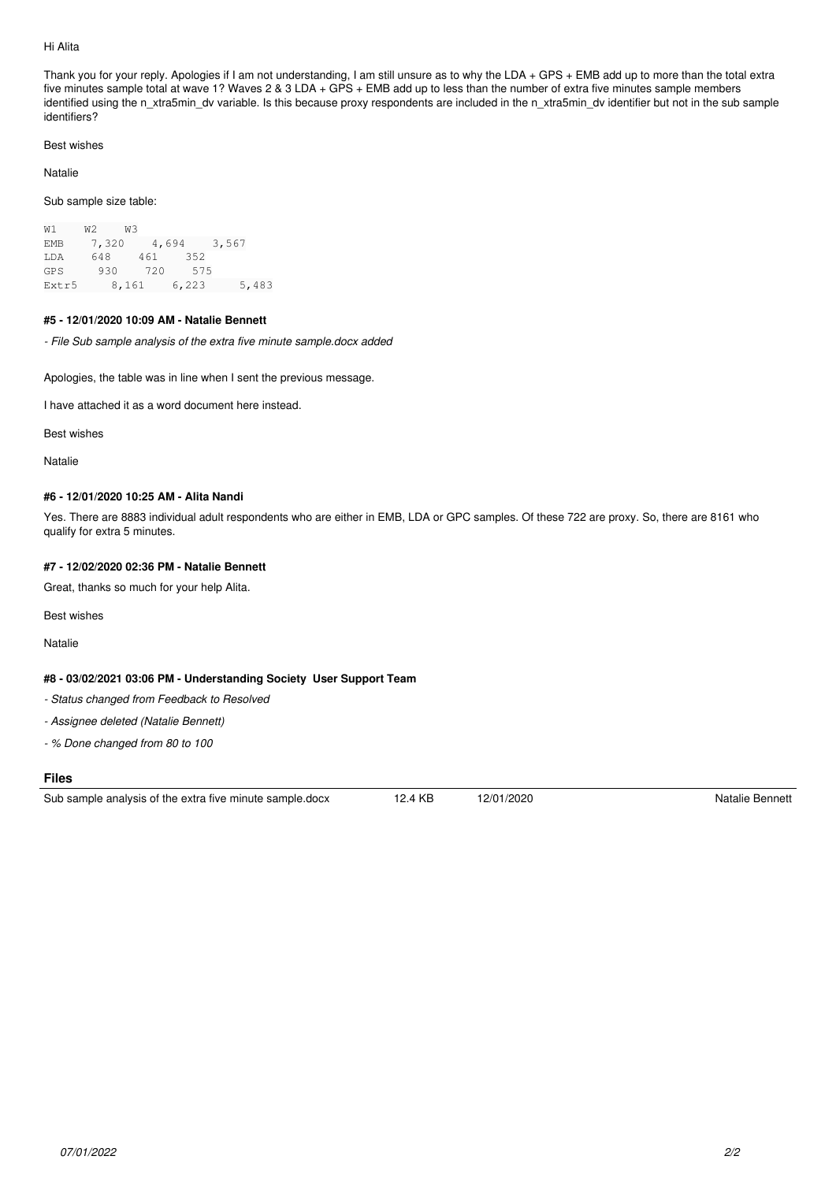Hi Alita

Thank you for your reply. Apologies if I am not understanding, I am still unsure as to why the LDA + GPS + EMB add up to more than the total extra five minutes sample total at wave 1? Waves 2 & 3 LDA + GPS + EMB add up to less than the number of extra five minutes sample members identified using the n_xtra5min_dv variable. Is this because proxy respondents are included in the n_xtra5min_dv identifier but not in the sub sample identifiers?

Best wishes

Natalie

Sub sample size table:

```
W1    W2    W3
EMB    7,320    4,694    3,567
LDA    648    461    352
GPS     930    720    575
Extr5     8,161    6,223     5,483
```

#### #5 - 12/01/2020 10:09 AM - Natalie Bennett

*- File Sub sample analysis of the extra five minute sample.docx added*

Apologies, the table was in line when I sent the previous message.

I have attached it as a word document here instead.

Best wishes

Natalie

#### #6 - 12/01/2020 10:25 AM - Alita Nandi

Yes. There are 8883 individual adult respondents who are either in EMB, LDA or GPC samples. Of these 722 are proxy. So, there are 8161 who qualify for extra 5 minutes.

#### #7 - 12/02/2020 02:36 PM - Natalie Bennett

Great, thanks so much for your help Alita.

Best wishes

Natalie

#### #8 - 03/02/2021 03:06 PM - Understanding Society User Support Team

*- Status changed from Feedback to Resolved*

*- Assignee deleted (Natalie Bennett)*

*- % Done changed from 80 to 100*

### Files

| | | | |
|---|---|---|---|
| Sub sample analysis of the extra five minute sample.docx | 12.4 KB | 12/01/2020 | Natalie Bennett |